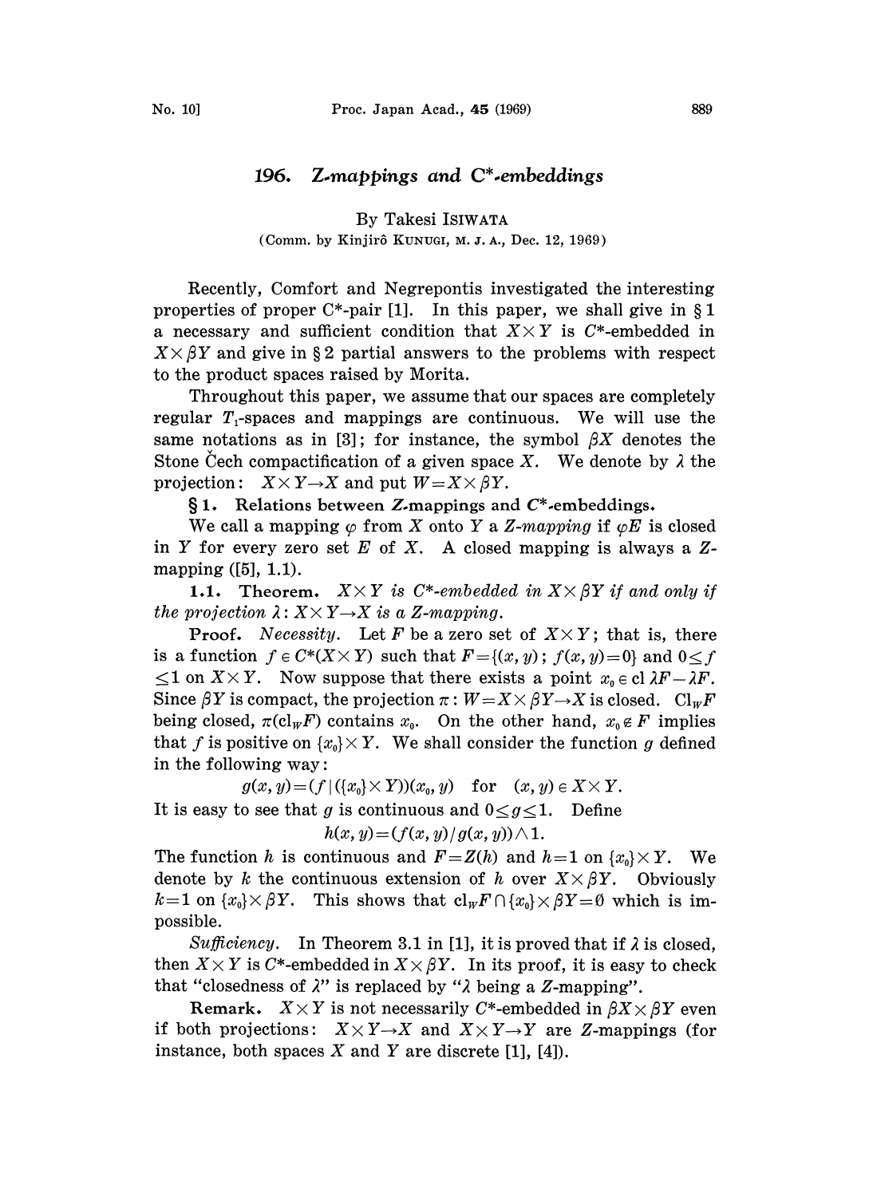# 196. *Z-mappings and C\*-embeddings*

By Takesi ISIWATA

(Comm. by Kinjirô KUNUGI, M. J. A., Dec. 12, 1969)

Recently, Comfort and Negrepontis investigated the interesting properties of proper C\*-pair [1]. In this paper, we shall give in § 1 a necessary and sufficient condition that $X \times Y$ is $C^*$-embedded in $X \times \beta Y$ and give in § 2 partial answers to the problems with respect to the product spaces raised by Morita.

Throughout this paper, we assume that our spaces are completely regular $T_1$-spaces and mappings are continuous. We will use the same notations as in [3]; for instance, the symbol $\beta X$ denotes the Stone Čech compactification of a given space $X$. We denote by $\lambda$ the projection: $X \times Y \to X$ and put $W = X \times \beta Y$.

## § 1. Relations between Z-mappings and C\*-embeddings.

We call a mapping $\varphi$ from $X$ onto $Y$ a *Z-mapping* if $\varphi E$ is closed in $Y$ for every zero set $E$ of $X$. A closed mapping is always a Z-mapping ([5], 1.1).

**1.1. Theorem.** *$X \times Y$ is $C^*$-embedded in $X \times \beta Y$ if and only if the projection $\lambda : X \times Y \to X$ is a Z-mapping.*

**Proof.** *Necessity.* Let $F$ be a zero set of $X \times Y$; that is, there is a function $f \in C^*(X \times Y)$ such that $F = \{(x, y) ; f(x, y) = 0\}$ and $0 \leq f \leq 1$ on $X \times Y$. Now suppose that there exists a point $x_0 \in \mathrm{cl}\, \lambda F - \lambda F$. Since $\beta Y$ is compact, the projection $\pi : W = X \times \beta Y \to X$ is closed. $\mathrm{Cl}_W F$ being closed, $\pi(\mathrm{cl}_W F)$ contains $x_0$. On the other hand, $x_0 \notin F$ implies that $f$ is positive on $\{x_0\} \times Y$. We shall consider the function $g$ defined in the following way:

$$g(x, y) = (f \mid (\{x_0\} \times Y))(x_0, y) \quad \text{for} \quad (x, y) \in X \times Y.$$

It is easy to see that $g$ is continuous and $0 \leq g \leq 1$. Define

$$h(x, y) = (f(x, y)/g(x, y)) \wedge 1.$$

The function $h$ is continuous and $F = Z(h)$ and $h = 1$ on $\{x_0\} \times Y$. We denote by $k$ the continuous extension of $h$ over $X \times \beta Y$. Obviously $k = 1$ on $\{x_0\} \times \beta Y$. This shows that $\mathrm{cl}_W F \cap \{x_0\} \times \beta Y = \emptyset$ which is impossible.

*Sufficiency.* In Theorem 3.1 in [1], it is proved that if $\lambda$ is closed, then $X \times Y$ is $C^*$-embedded in $X \times \beta Y$. In its proof, it is easy to check that "closedness of $\lambda$" is replaced by "$\lambda$ being a Z-mapping".

**Remark.** $X \times Y$ is not necessarily $C^*$-embedded in $\beta X \times \beta Y$ even if both projections: $X \times Y \to X$ and $X \times Y \to Y$ are Z-mappings (for instance, both spaces $X$ and $Y$ are discrete [1], [4]).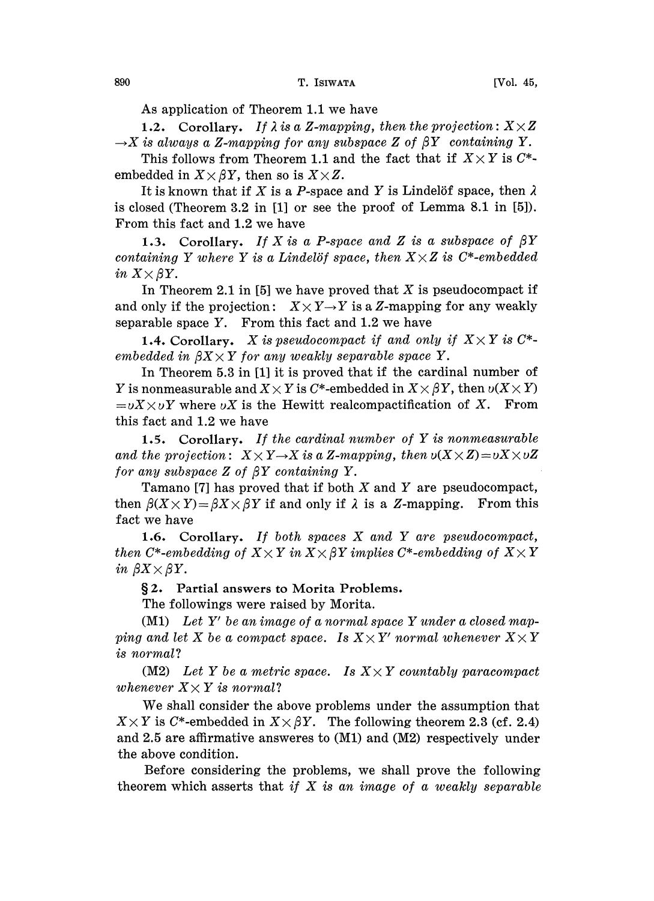As application of Theorem 1.1 we have

**1.2. Corollary.** *If $\lambda$ is a Z-mapping, then the projection: $X \times Z \to X$ is always a Z-mapping for any subspace $Z$ of $\beta Y$ containing $Y$.*

This follows from Theorem 1.1 and the fact that if $X \times Y$ is $C^*$-embedded in $X \times \beta Y$, then so is $X \times Z$.

It is known that if $X$ is a $P$-space and $Y$ is Lindelöf space, then $\lambda$ is closed (Theorem 3.2 in [1] or see the proof of Lemma 8.1 in [5]). From this fact and 1.2 we have

**1.3. Corollary.** *If $X$ is a P-space and $Z$ is a subspace of $\beta Y$ containing $Y$ where $Y$ is a Lindelöf space, then $X \times Z$ is $C^*$-embedded in $X \times \beta Y$.*

In Theorem 2.1 in [5] we have proved that $X$ is pseudocompact if and only if the projection: $X \times Y \to Y$ is a $Z$-mapping for any weakly separable space $Y$. From this fact and 1.2 we have

**1.4. Corollary.** *$X$ is pseudocompact if and only if $X \times Y$ is $C^*$-embedded in $\beta X \times Y$ for any weakly separable space $Y$.*

In Theorem 5.3 in [1] it is proved that if the cardinal number of $Y$ is nonmeasurable and $X \times Y$ is $C^*$-embedded in $X \times \beta Y$, then $\upsilon(X \times Y) = \upsilon X \times \upsilon Y$ where $\upsilon X$ is the Hewitt realcompactification of $X$. From this fact and 1.2 we have

**1.5. Corollary.** *If the cardinal number of $Y$ is nonmeasurable and the projection: $X \times Y \to X$ is a Z-mapping, then $\upsilon(X \times Z) = \upsilon X \times \upsilon Z$ for any subspace $Z$ of $\beta Y$ containing $Y$.*

Tamano [7] has proved that if both $X$ and $Y$ are pseudocompact, then $\beta(X \times Y) = \beta X \times \beta Y$ if and only if $\lambda$ is a $Z$-mapping. From this fact we have

**1.6. Corollary.** *If both spaces $X$ and $Y$ are pseudocompact, then $C^*$-embedding of $X \times Y$ in $X \times \beta Y$ implies $C^*$-embedding of $X \times Y$ in $\beta X \times \beta Y$.*

## §2. Partial answers to Morita Problems.

The followings were raised by Morita.

(M1) *Let $Y'$ be an image of a normal space $Y$ under a closed mapping and let $X$ be a compact space. Is $X \times Y'$ normal whenever $X \times Y$ is normal?*

(M2) *Let $Y$ be a metric space. Is $X \times Y$ countably paracompact whenever $X \times Y$ is normal?*

We shall consider the above problems under the assumption that $X \times Y$ is $C^*$-embedded in $X \times \beta Y$. The following theorem 2.3 (cf. 2.4) and 2.5 are affirmative answeres to (M1) and (M2) respectively under the above condition.

Before considering the problems, we shall prove the following theorem which asserts that *if $X$ is an image of a weakly separable*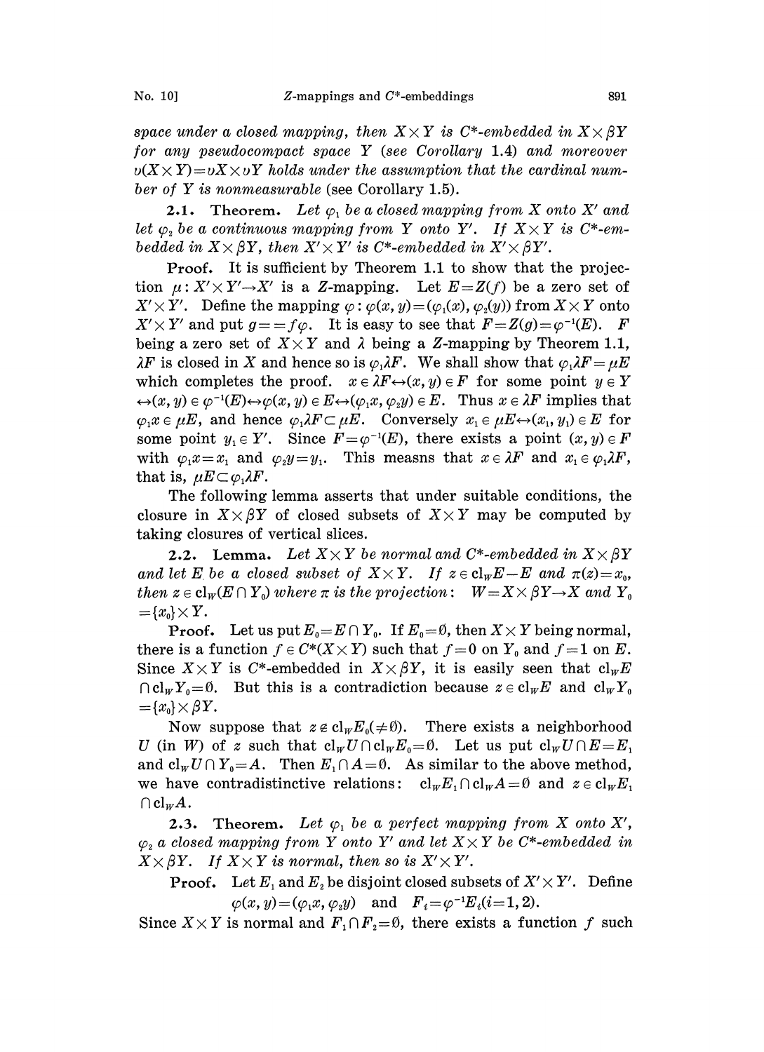space under a closed mapping, then $X\times Y$ is $C^*$-embedded in $X\times\beta Y$ for any pseudocompact space $Y$ (see Corollary 1.4) and moreover $\upsilon(X\times Y)=\upsilon X\times\upsilon Y$ holds under the assumption that the cardinal number of $Y$ is nonmeasurable (see Corollary 1.5).

**2.1. Theorem.** *Let $\varphi_1$ be a closed mapping from $X$ onto $X'$ and let $\varphi_2$ be a continuous mapping from $Y$ onto $Y'$. If $X\times Y$ is $C^*$-embedded in $X\times\beta Y$, then $X'\times Y'$ is $C^*$-embedded in $X'\times\beta Y'$.*

**Proof.** It is sufficient by Theorem 1.1 to show that the projection $\mu: X'\times Y'\to X'$ is a $Z$-mapping. Let $E=Z(f)$ be a zero set of $X'\times Y'$. Define the mapping $\varphi:\varphi(x,y)=(\varphi_1(x),\varphi_2(y))$ from $X\times Y$ onto $X'\times Y'$ and put $g==f\varphi$. It is easy to see that $F=Z(g)=\varphi^{-1}(E)$. $F$ being a zero set of $X\times Y$ and $\lambda$ being a $Z$-mapping by Theorem 1.1, $\lambda F$ is closed in $X$ and hence so is $\varphi_1\lambda F$. We shall show that $\varphi_1\lambda F=\mu E$ which completes the proof. $x\in\lambda F\leftrightarrow(x,y)\in F$ for some point $y\in Y$ $\leftrightarrow(x,y)\in\varphi^{-1}(E)\leftrightarrow\varphi(x,y)\in E\leftrightarrow(\varphi_1 x,\varphi_2 y)\in E$. Thus $x\in\lambda F$ implies that $\varphi_1 x\in\mu E$, and hence $\varphi_1\lambda F\subset\mu E$. Conversely $x_1\in\mu E\leftrightarrow(x_1,y_1)\in E$ for some point $y_1\in Y'$. Since $F=\varphi^{-1}(E)$, there exists a point $(x,y)\in F$ with $\varphi_1 x=x_1$ and $\varphi_2 y=y_1$. This measns that $x\in\lambda F$ and $x_1\in\varphi_1\lambda F$, that is, $\mu E\subset\varphi_1\lambda F$.

The following lemma asserts that under suitable conditions, the closure in $X\times\beta Y$ of closed subsets of $X\times Y$ may be computed by taking closures of vertical slices.

**2.2. Lemma.** *Let $X\times Y$ be normal and $C^*$-embedded in $X\times\beta Y$ and let $E$ be a closed subset of $X\times Y$. If $z\in\mathrm{cl}_W E-E$ and $\pi(z)=x_0$, then $z\in\mathrm{cl}_W(E\cap Y_0)$ where $\pi$ is the projection: $W=X\times\beta Y\to X$ and $Y_0=\{x_0\}\times Y$.*

**Proof.** Let us put $E_0=E\cap Y_0$. If $E_0=\emptyset$, then $X\times Y$ being normal, there is a function $f\in C^*(X\times Y)$ such that $f=0$ on $Y_0$ and $f=1$ on $E$. Since $X\times Y$ is $C^*$-embedded in $X\times\beta Y$, it is easily seen that $\mathrm{cl}_W E\cap\mathrm{cl}_W Y_0=\emptyset$. But this is a contradiction because $z\in\mathrm{cl}_W E$ and $\mathrm{cl}_W Y_0=\{x_0\}\times\beta Y$.

Now suppose that $z\notin\mathrm{cl}_W E_0(\neq\emptyset)$. There exists a neighborhood $U$ (in $W$) of $z$ such that $\mathrm{cl}_W U\cap\mathrm{cl}_W E_0=\emptyset$. Let us put $\mathrm{cl}_W U\cap E=E_1$ and $\mathrm{cl}_W U\cap Y_0=A$. Then $E_1\cap A=\emptyset$. As similar to the above method, we have contradistinctive relations: $\mathrm{cl}_W E_1\cap\mathrm{cl}_W A=\emptyset$ and $z\in\mathrm{cl}_W E_1\cap\mathrm{cl}_W A$.

**2.3. Theorem.** *Let $\varphi_1$ be a perfect mapping from $X$ onto $X'$, $\varphi_2$ a closed mapping from $Y$ onto $Y'$ and let $X\times Y$ be $C^*$-embedded in $X\times\beta Y$. If $X\times Y$ is normal, then so is $X'\times Y'$.*

**Proof.** Let $E_1$ and $E_2$ be disjoint closed subsets of $X'\times Y'$. Define

$$\varphi(x,y)=(\varphi_1 x,\varphi_2 y)\quad\text{and}\quad F_i=\varphi^{-1}E_i(i=1,2).$$

Since $X\times Y$ is normal and $F_1\cap F_2=\emptyset$, there exists a function $f$ such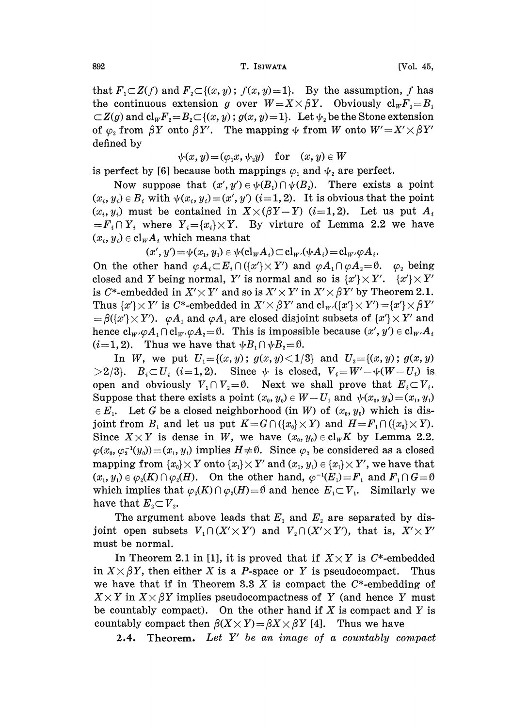that $F_1 \subset Z(f)$ and $F_2 \subset \{(x, y);\ f(x, y)=1\}$. By the assumption, $f$ has the continuous extension $g$ over $W = X \times \beta Y$. Obviously $\mathrm{cl}_W F_1 = B_1 \subset Z(g)$ and $\mathrm{cl}_W F_2 = B_2 \subset \{(x, y);\ g(x, y)=1\}$. Let $\psi_2$ be the Stone extension of $\varphi_2$ from $\beta Y$ onto $\beta Y'$. The mapping $\psi$ from $W$ onto $W' = X' \times \beta Y'$ defined by

$$\psi(x, y) = (\varphi_1 x, \psi_2 y) \quad \text{for} \quad (x, y) \in W$$

is perfect by [6] because both mappings $\varphi_1$ and $\psi_2$ are perfect.

Now suppose that $(x', y') \in \psi(B_1) \cap \psi(B_2)$. There exists a point $(x_i, y_i) \in B_i$ with $\psi(x_i, y_i) = (x', y')$ $(i=1, 2)$. It is obvious that the point $(x_i, y_i)$ must be contained in $X \times (\beta Y - Y)$ $(i=1, 2)$. Let us put $A_i = F_i \cap Y_i$ where $Y_i = \{x_i\} \times Y$. By virture of Lemma 2.2 we have $(x_i, y_i) \in \mathrm{cl}_W A_i$ which means that

$$(x', y') = \psi(x_1, y_1) \in \psi(\mathrm{cl}_W A_i) \subset \mathrm{cl}_{W'}(\psi A_i) = \mathrm{cl}_{W'} \varphi A_i.$$

On the other hand $\varphi A_i \subset E_i \cap (\{x'\} \times Y')$ and $\varphi A_1 \cap \varphi A_2 = \emptyset$. $\varphi_2$ being closed and $Y$ being normal, $Y'$ is normal and so is $\{x'\} \times Y'$. $\{x'\} \times Y'$ is $C^*$-embedded in $X' \times Y'$ and so is $X' \times Y'$ in $X' \times \beta Y'$ by Theorem 2.1. Thus $\{x'\} \times Y'$ is $C^*$-embedded in $X' \times \beta Y'$ and $\mathrm{cl}_{W'}(\{x'\} \times Y') = \{x'\} \times \beta Y' = \beta(\{x'\} \times Y')$. $\varphi A_1$ and $\varphi A_1$ are closed disjoint subsets of $\{x'\} \times Y'$ and hence $\mathrm{cl}_{W'} \varphi A_1 \cap \mathrm{cl}_{W'} \varphi A_2 = \emptyset$. This is impossible because $(x', y') \in \mathrm{cl}_{W'} A_i$ $(i=1, 2)$. Thus we have that $\psi B_1 \cap \psi B_2 = \emptyset$.

In $W$, we put $U_1 = \{(x, y);\ g(x, y) < 1/3\}$ and $U_2 = \{(x, y);\ g(x, y) > 2/3\}$. $B_i \subset U_i$ $(i=1, 2)$. Since $\psi$ is closed, $V_i = W' - \psi(W - U_i)$ is open and obviously $V_1 \cap V_2 = \emptyset$. Next we shall prove that $E_i \subset V_i$. Suppose that there exists a point $(x_0, y_0) \in W - U_1$ and $\psi(x_0, y_0) = (x_1, y_1) \in E_1$. Let $G$ be a closed neighborhood (in $W$) of $(x_0, y_0)$ which is disjoint from $B_1$ and let us put $K = G \cap (\{x_0\} \times Y)$ and $H = F_1 \cap (\{x_0\} \times Y)$. Since $X \times Y$ is dense in $W$, we have $(x_0, y_0) \in \mathrm{cl}_W K$ by Lemma 2.2. $\varphi(x_0, \varphi_2^{-1}(y_0)) = (x_1, y_1)$ implies $H \neq \emptyset$. Since $\varphi_2$ be considered as a closed mapping from $\{x_0\} \times Y$ onto $\{x_1\} \times Y'$ and $(x_1, y_1) \in \{x_1\} \times Y'$, we have that $(x_1, y_1) \in \varphi_2(K) \cap \varphi_2(H)$. On the other hand, $\varphi^{-1}(E_1) = F_1$ and $F_1 \cap G = \emptyset$ which implies that $\varphi_2(K) \cap \varphi_2(H) = \emptyset$ and hence $E_1 \subset V_1$. Similarly we have that $E_2 \subset V_2$.

The argument above leads that $E_1$ and $E_2$ are separated by disjoint open subsets $V_1 \cap (X' \times Y')$ and $V_2 \cap (X' \times Y')$, that is, $X' \times Y'$ must be normal.

In Theorem 2.1 in [1], it is proved that if $X \times Y$ is $C^*$-embedded in $X \times \beta Y$, then either $X$ is a $P$-space or $Y$ is pseudocompact. Thus we have that if in Theorem 3.3 $X$ is compact the $C^*$-embedding of $X \times Y$ in $X \times \beta Y$ implies pseudocompactness of $Y$ (and hence $Y$ must be countably compact). On the other hand if $X$ is compact and $Y$ is countably compact then $\beta(X \times Y) = \beta X \times \beta Y$ [4]. Thus we have

**2.4. Theorem.** *Let $Y'$ be an image of a countably compact*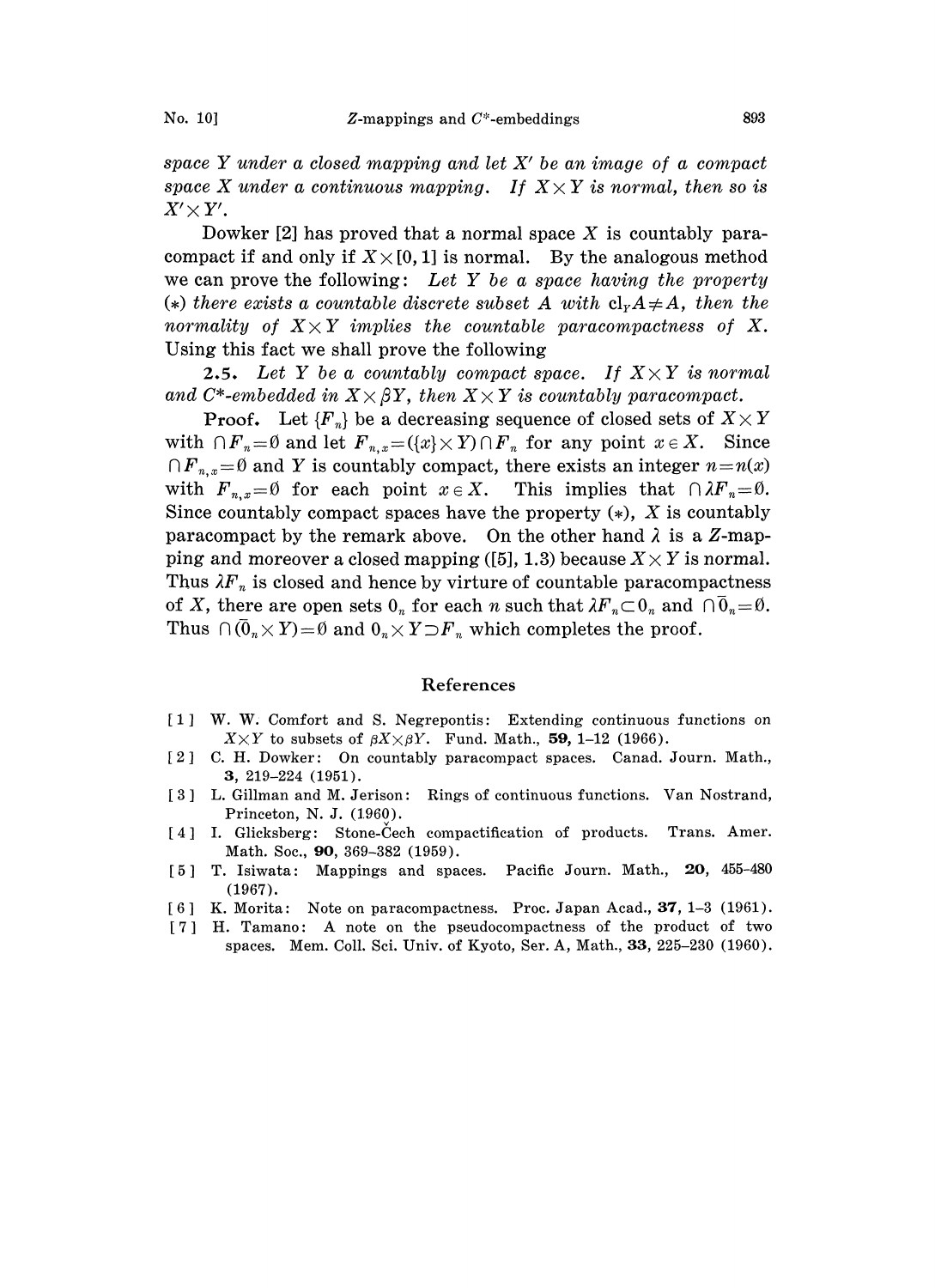*space $Y$ under a closed mapping and let $X'$ be an image of a compact space $X$ under a continuous mapping. If $X \times Y$ is normal, then so is $X' \times Y'$.*

Dowker [2] has proved that a normal space $X$ is countably paracompact if and only if $X \times [0, 1]$ is normal. By the analogous method we can prove the following: *Let $Y$ be a space having the property (\*) there exists a countable discrete subset $A$ with $\mathrm{cl}_Y A \neq A$, then the normality of $X \times Y$ implies the countable paracompactness of $X$.* Using this fact we shall prove the following

**2.5.** *Let $Y$ be a countably compact space. If $X \times Y$ is normal and $C^*$-embedded in $X \times \beta Y$, then $X \times Y$ is countably paracompact.*

**Proof.** Let $\{F_n\}$ be a decreasing sequence of closed sets of $X \times Y$ with $\cap F_n = \emptyset$ and let $F_{n,x} = (\{x\} \times Y) \cap F_n$ for any point $x \in X$. Since $\cap F_{n,x} = \emptyset$ and $Y$ is countably compact, there exists an integer $n = n(x)$ with $F_{n,x} = \emptyset$ for each point $x \in X$. This implies that $\cap \lambda F_n = \emptyset$. Since countably compact spaces have the property (\*), $X$ is countably paracompact by the remark above. On the other hand $\lambda$ is a $Z$-mapping and moreover a closed mapping ([5], 1.3) because $X \times Y$ is normal. Thus $\lambda F_n$ is closed and hence by virtue of countable paracompactness of $X$, there are open sets $0_n$ for each $n$ such that $\lambda F_n \subset 0_n$ and $\cap \bar{0}_n = \emptyset$. Thus $\cap (\bar{0}_n \times Y) = \emptyset$ and $0_n \times Y \supset F_n$ which completes the proof.

## References

[1] W. W. Comfort and S. Negrepontis: Extending continuous functions on $X \times Y$ to subsets of $\beta X \times \beta Y$. Fund. Math., **59**, 1–12 (1966).

[2] C. H. Dowker: On countably paracompact spaces. Canad. Journ. Math., **3**, 219–224 (1951).

[3] L. Gillman and M. Jerison: Rings of continuous functions. Van Nostrand, Princeton, N. J. (1960).

[4] I. Glicksberg: Stone-Čech compactification of products. Trans. Amer. Math. Soc., **90**, 369–382 (1959).

[5] T. Isiwata: Mappings and spaces. Pacific Journ. Math., **20**, 455–480 (1967).

[6] K. Morita: Note on paracompactness. Proc. Japan Acad., **37**, 1–3 (1961).

[7] H. Tamano: A note on the pseudocompactness of the product of two spaces. Mem. Coll. Sci. Univ. of Kyoto, Ser. A, Math., **33**, 225–230 (1960).